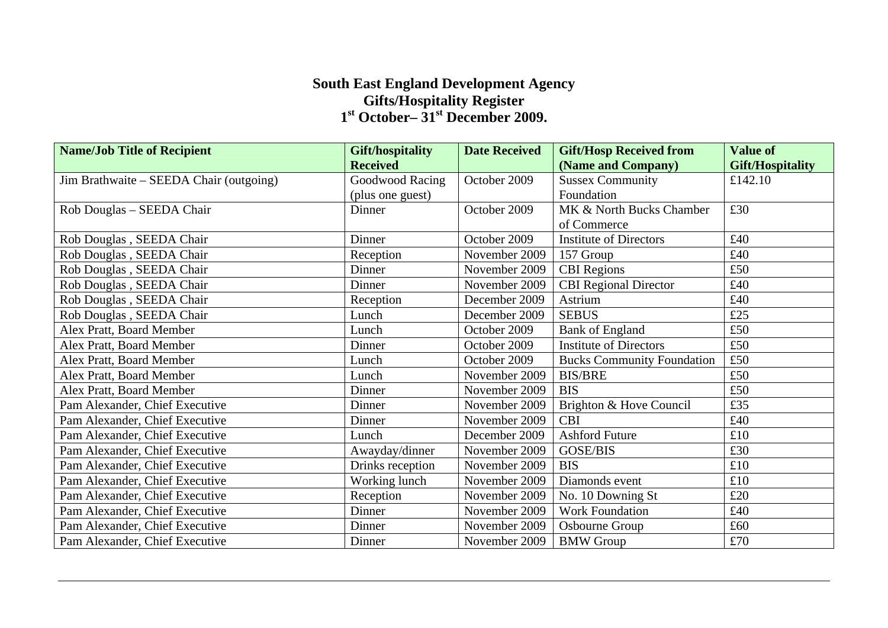# South East England Development Agency
## Gifts/Hospitality Register
## 1st October– 31st December 2009.

| Name/Job Title of Recipient | Gift/hospitality Received | Date Received | Gift/Hosp Received from (Name and Company) | Value of Gift/Hospitality |
|---|---|---|---|---|
| Jim Brathwaite – SEEDA Chair (outgoing) | Goodwood Racing (plus one guest) | October 2009 | Sussex Community Foundation | £142.10 |
| Rob Douglas – SEEDA Chair | Dinner | October 2009 | MK & North Bucks Chamber of Commerce | £30 |
| Rob Douglas , SEEDA Chair | Dinner | October 2009 | Institute of Directors | £40 |
| Rob Douglas , SEEDA Chair | Reception | November 2009 | 157 Group | £40 |
| Rob Douglas , SEEDA Chair | Dinner | November 2009 | CBI Regions | £50 |
| Rob Douglas , SEEDA Chair | Dinner | November 2009 | CBI Regional Director | £40 |
| Rob Douglas , SEEDA Chair | Reception | December 2009 | Astrium | £40 |
| Rob Douglas , SEEDA Chair | Lunch | December 2009 | SEBUS | £25 |
| Alex Pratt, Board Member | Lunch | October 2009 | Bank of England | £50 |
| Alex Pratt, Board Member | Dinner | October 2009 | Institute of Directors | £50 |
| Alex Pratt, Board Member | Lunch | October 2009 | Bucks Community Foundation | £50 |
| Alex Pratt, Board Member | Lunch | November 2009 | BIS/BRE | £50 |
| Alex Pratt, Board Member | Dinner | November 2009 | BIS | £50 |
| Pam Alexander, Chief Executive | Dinner | November 2009 | Brighton & Hove Council | £35 |
| Pam Alexander, Chief Executive | Dinner | November 2009 | CBI | £40 |
| Pam Alexander, Chief Executive | Lunch | December 2009 | Ashford Future | £10 |
| Pam Alexander, Chief Executive | Awayday/dinner | November 2009 | GOSE/BIS | £30 |
| Pam Alexander, Chief Executive | Drinks reception | November 2009 | BIS | £10 |
| Pam Alexander, Chief Executive | Working lunch | November 2009 | Diamonds event | £10 |
| Pam Alexander, Chief Executive | Reception | November 2009 | No. 10 Downing St | £20 |
| Pam Alexander, Chief Executive | Dinner | November 2009 | Work Foundation | £40 |
| Pam Alexander, Chief Executive | Dinner | November 2009 | Osbourne Group | £60 |
| Pam Alexander, Chief Executive | Dinner | November 2009 | BMW Group | £70 |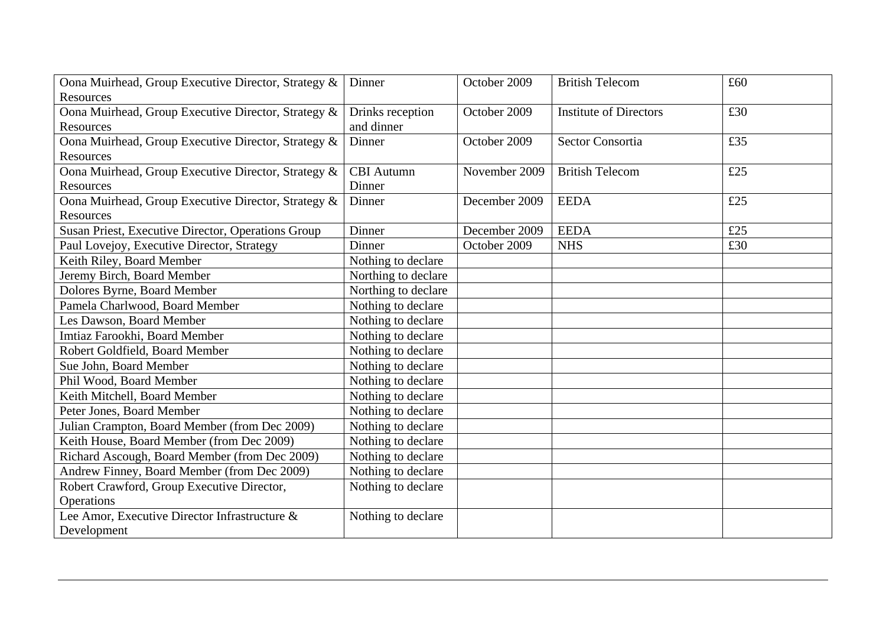| | | | | |
|---|---|---|---|---|
| Oona Muirhead, Group Executive Director, Strategy & Resources | Dinner | October 2009 | British Telecom | £60 |
| Oona Muirhead, Group Executive Director, Strategy & Resources | Drinks reception and dinner | October 2009 | Institute of Directors | £30 |
| Oona Muirhead, Group Executive Director, Strategy & Resources | Dinner | October 2009 | Sector Consortia | £35 |
| Oona Muirhead, Group Executive Director, Strategy & Resources | CBI Autumn Dinner | November 2009 | British Telecom | £25 |
| Oona Muirhead, Group Executive Director, Strategy & Resources | Dinner | December 2009 | EEDA | £25 |
| Susan Priest, Executive Director, Operations Group | Dinner | December 2009 | EEDA | £25 |
| Paul Lovejoy, Executive Director, Strategy | Dinner | October 2009 | NHS | £30 |
| Keith Riley, Board Member | Nothing to declare | | | |
| Jeremy Birch, Board Member | Northing to declare | | | |
| Dolores Byrne, Board Member | Northing to declare | | | |
| Pamela Charlwood, Board Member | Nothing to declare | | | |
| Les Dawson, Board Member | Nothing to declare | | | |
| Imtiaz Farookhi, Board Member | Nothing to declare | | | |
| Robert Goldfield, Board Member | Nothing to declare | | | |
| Sue John, Board Member | Nothing to declare | | | |
| Phil Wood, Board Member | Nothing to declare | | | |
| Keith Mitchell, Board Member | Nothing to declare | | | |
| Peter Jones, Board Member | Nothing to declare | | | |
| Julian Crampton, Board Member (from Dec 2009) | Nothing to declare | | | |
| Keith House, Board Member (from Dec 2009) | Nothing to declare | | | |
| Richard Ascough, Board Member (from Dec 2009) | Nothing to declare | | | |
| Andrew Finney, Board Member (from Dec 2009) | Nothing to declare | | | |
| Robert Crawford, Group Executive Director, Operations | Nothing to declare | | | |
| Lee Amor, Executive Director Infrastructure & Development | Nothing to declare | | | |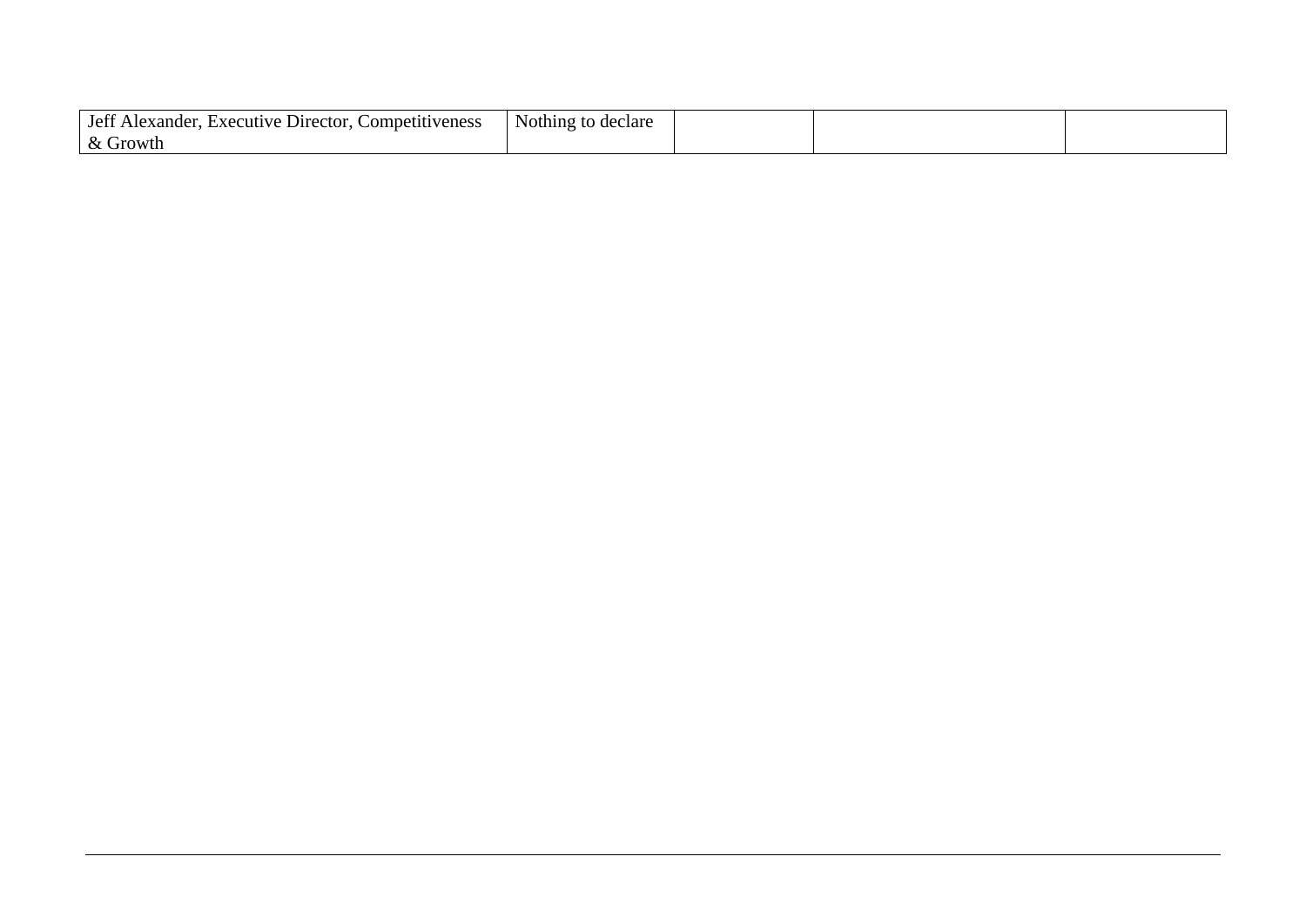| | | | | |
|---|---|---|---|---|
| Jeff Alexander, Executive Director, Competitiveness & Growth | Nothing to declare | | | |